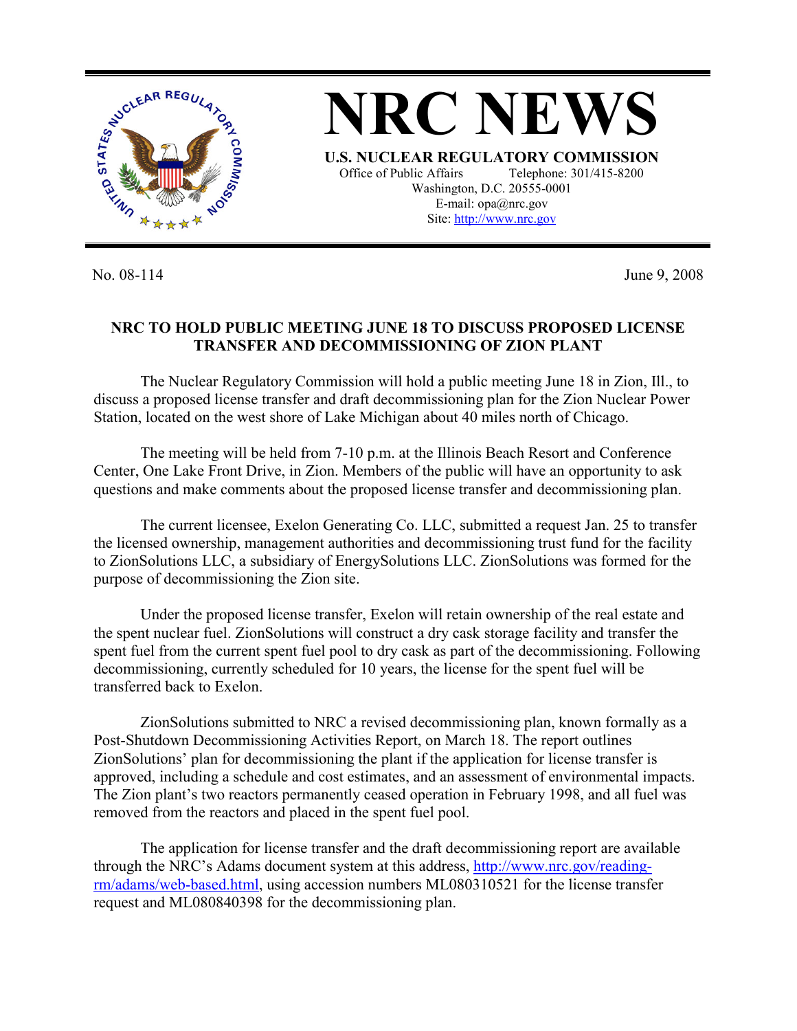# NRC NEWS

**U.S. NUCLEAR REGULATORY COMMISSION**

Office of Public Affairs Telephone: 301/415-8200
Washington, D.C. 20555-0001
E-mail: opa@nrc.gov
Site: http://www.nrc.gov

No. 08-114 June 9, 2008

**NRC TO HOLD PUBLIC MEETING JUNE 18 TO DISCUSS PROPOSED LICENSE TRANSFER AND DECOMMISSIONING OF ZION PLANT**

The Nuclear Regulatory Commission will hold a public meeting June 18 in Zion, Ill., to discuss a proposed license transfer and draft decommissioning plan for the Zion Nuclear Power Station, located on the west shore of Lake Michigan about 40 miles north of Chicago.

The meeting will be held from 7-10 p.m. at the Illinois Beach Resort and Conference Center, One Lake Front Drive, in Zion. Members of the public will have an opportunity to ask questions and make comments about the proposed license transfer and decommissioning plan.

The current licensee, Exelon Generating Co. LLC, submitted a request Jan. 25 to transfer the licensed ownership, management authorities and decommissioning trust fund for the facility to ZionSolutions LLC, a subsidiary of EnergySolutions LLC. ZionSolutions was formed for the purpose of decommissioning the Zion site.

Under the proposed license transfer, Exelon will retain ownership of the real estate and the spent nuclear fuel. ZionSolutions will construct a dry cask storage facility and transfer the spent fuel from the current spent fuel pool to dry cask as part of the decommissioning. Following decommissioning, currently scheduled for 10 years, the license for the spent fuel will be transferred back to Exelon.

ZionSolutions submitted to NRC a revised decommissioning plan, known formally as a Post-Shutdown Decommissioning Activities Report, on March 18. The report outlines ZionSolutions' plan for decommissioning the plant if the application for license transfer is approved, including a schedule and cost estimates, and an assessment of environmental impacts. The Zion plant's two reactors permanently ceased operation in February 1998, and all fuel was removed from the reactors and placed in the spent fuel pool.

The application for license transfer and the draft decommissioning report are available through the NRC's Adams document system at this address, http://www.nrc.gov/reading-rm/adams/web-based.html, using accession numbers ML080310521 for the license transfer request and ML080840398 for the decommissioning plan.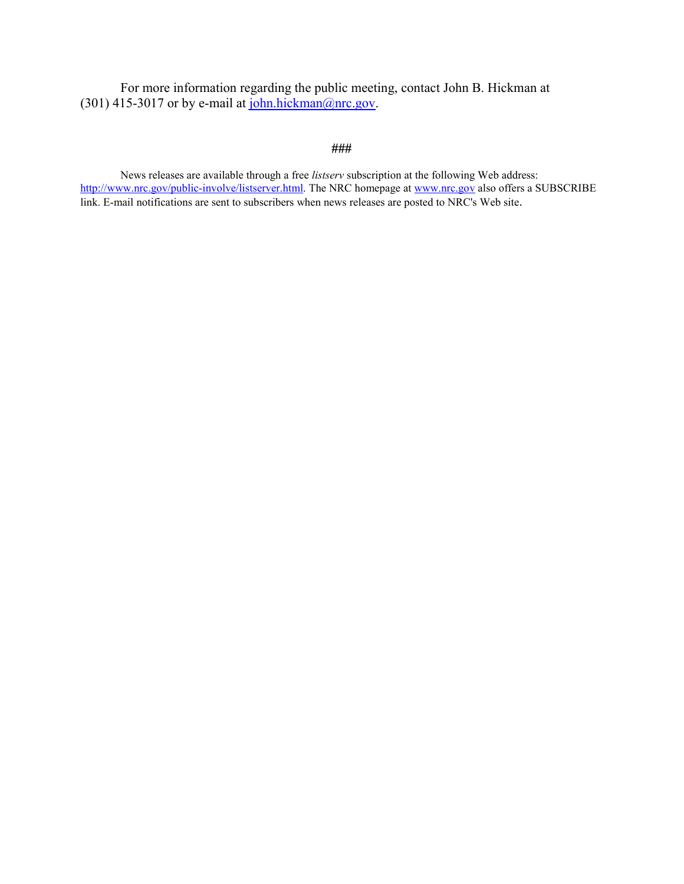For more information regarding the public meeting, contact John B. Hickman at (301) 415-3017 or by e-mail at john.hickman@nrc.gov.

###

News releases are available through a free *listserv* subscription at the following Web address: http://www.nrc.gov/public-involve/listserver.html. The NRC homepage at www.nrc.gov also offers a SUBSCRIBE link. E-mail notifications are sent to subscribers when news releases are posted to NRC's Web site.